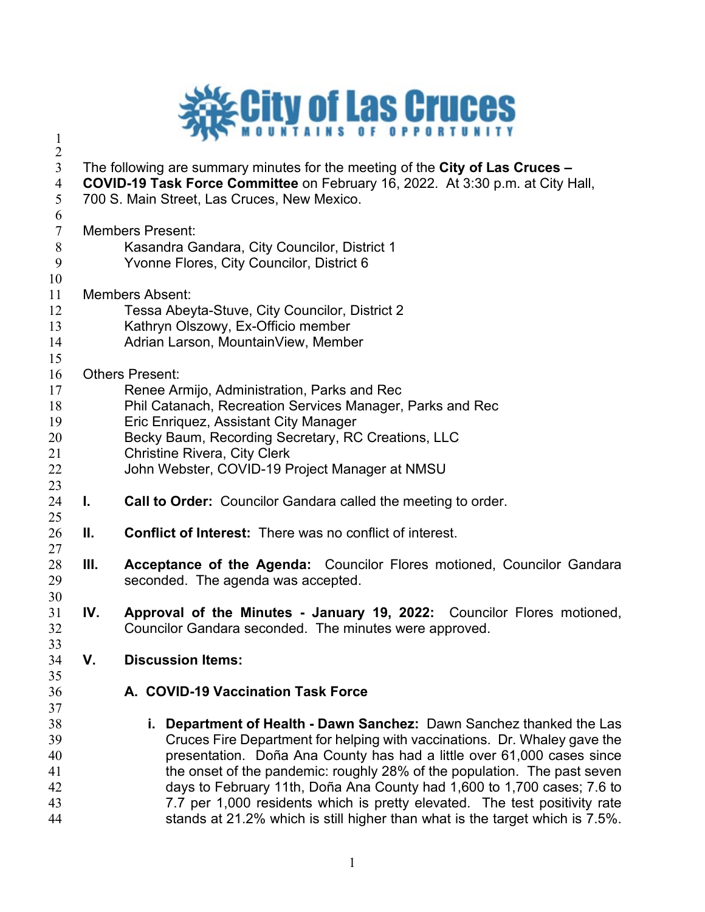City of Las Cruces
MOUNTAINS OF OPPORTUNITY

The following are summary minutes for the meeting of the **City of Las Cruces – COVID-19 Task Force Committee** on February 16, 2022. At 3:30 p.m. at City Hall, 700 S. Main Street, Las Cruces, New Mexico.

Members Present:
- Kasandra Gandara, City Councilor, District 1
- Yvonne Flores, City Councilor, District 6

Members Absent:
- Tessa Abeyta-Stuve, City Councilor, District 2
- Kathryn Olszowy, Ex-Officio member
- Adrian Larson, MountainView, Member

Others Present:
- Renee Armijo, Administration, Parks and Rec
- Phil Catanach, Recreation Services Manager, Parks and Rec
- Eric Enriquez, Assistant City Manager
- Becky Baum, Recording Secretary, RC Creations, LLC
- Christine Rivera, City Clerk
- John Webster, COVID-19 Project Manager at NMSU

**I. Call to Order:** Councilor Gandara called the meeting to order.

**II. Conflict of Interest:** There was no conflict of interest.

**III. Acceptance of the Agenda:** Councilor Flores motioned, Councilor Gandara seconded. The agenda was accepted.

**IV. Approval of the Minutes - January 19, 2022:** Councilor Flores motioned, Councilor Gandara seconded. The minutes were approved.

**V. Discussion Items:**

**A. COVID-19 Vaccination Task Force**

**i. Department of Health - Dawn Sanchez:** Dawn Sanchez thanked the Las Cruces Fire Department for helping with vaccinations. Dr. Whaley gave the presentation. Doña Ana County has had a little over 61,000 cases since the onset of the pandemic: roughly 28% of the population. The past seven days to February 11th, Doña Ana County had 1,600 to 1,700 cases; 7.6 to 7.7 per 1,000 residents which is pretty elevated. The test positivity rate stands at 21.2% which is still higher than what is the target which is 7.5%.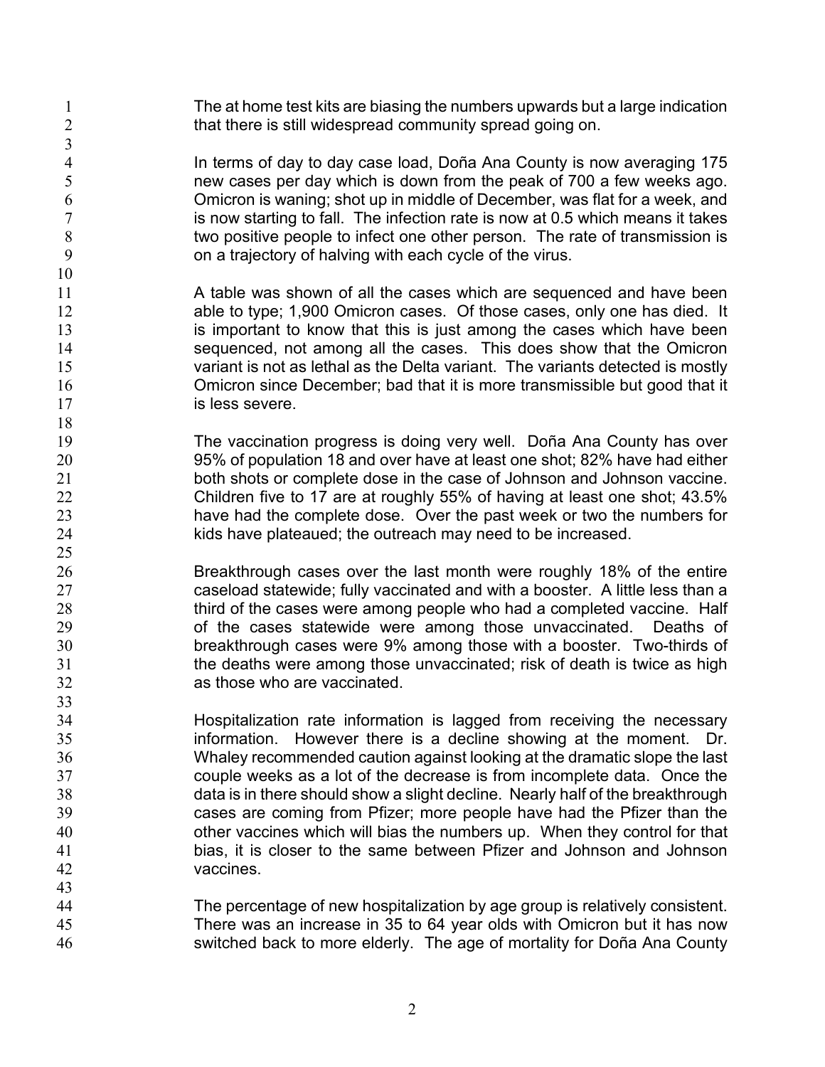The at home test kits are biasing the numbers upwards but a large indication that there is still widespread community spread going on.

In terms of day to day case load, Doña Ana County is now averaging 175 new cases per day which is down from the peak of 700 a few weeks ago. Omicron is waning; shot up in middle of December, was flat for a week, and is now starting to fall. The infection rate is now at 0.5 which means it takes two positive people to infect one other person. The rate of transmission is on a trajectory of halving with each cycle of the virus.

A table was shown of all the cases which are sequenced and have been able to type; 1,900 Omicron cases. Of those cases, only one has died. It is important to know that this is just among the cases which have been sequenced, not among all the cases. This does show that the Omicron variant is not as lethal as the Delta variant. The variants detected is mostly Omicron since December; bad that it is more transmissible but good that it is less severe.

The vaccination progress is doing very well. Doña Ana County has over 95% of population 18 and over have at least one shot; 82% have had either both shots or complete dose in the case of Johnson and Johnson vaccine. Children five to 17 are at roughly 55% of having at least one shot; 43.5% have had the complete dose. Over the past week or two the numbers for kids have plateaued; the outreach may need to be increased.

Breakthrough cases over the last month were roughly 18% of the entire caseload statewide; fully vaccinated and with a booster. A little less than a third of the cases were among people who had a completed vaccine. Half of the cases statewide were among those unvaccinated. Deaths of breakthrough cases were 9% among those with a booster. Two-thirds of the deaths were among those unvaccinated; risk of death is twice as high as those who are vaccinated.

Hospitalization rate information is lagged from receiving the necessary information. However there is a decline showing at the moment. Dr. Whaley recommended caution against looking at the dramatic slope the last couple weeks as a lot of the decrease is from incomplete data. Once the data is in there should show a slight decline. Nearly half of the breakthrough cases are coming from Pfizer; more people have had the Pfizer than the other vaccines which will bias the numbers up. When they control for that bias, it is closer to the same between Pfizer and Johnson and Johnson vaccines.

The percentage of new hospitalization by age group is relatively consistent. There was an increase in 35 to 64 year olds with Omicron but it has now switched back to more elderly. The age of mortality for Doña Ana County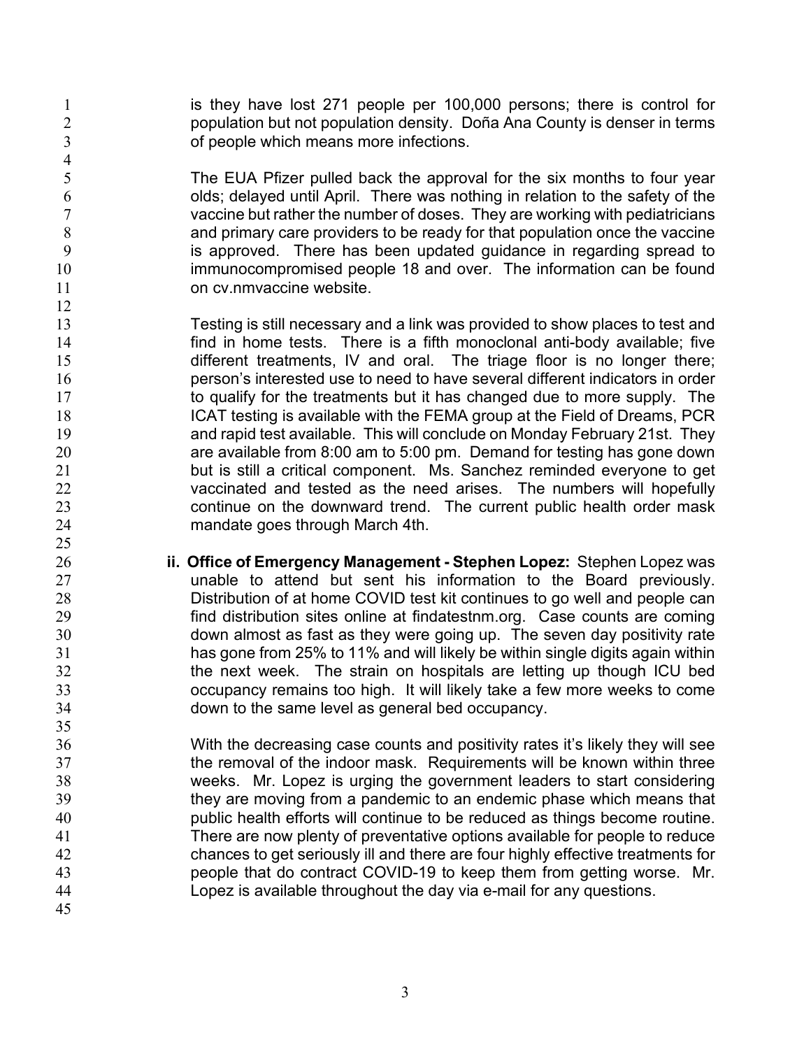is they have lost 271 people per 100,000 persons; there is control for population but not population density. Doña Ana County is denser in terms of people which means more infections.

The EUA Pfizer pulled back the approval for the six months to four year olds; delayed until April. There was nothing in relation to the safety of the vaccine but rather the number of doses. They are working with pediatricians and primary care providers to be ready for that population once the vaccine is approved. There has been updated guidance in regarding spread to immunocompromised people 18 and over. The information can be found on cv.nmvaccine website.

Testing is still necessary and a link was provided to show places to test and find in home tests. There is a fifth monoclonal anti-body available; five different treatments, IV and oral. The triage floor is no longer there; person's interested use to need to have several different indicators in order to qualify for the treatments but it has changed due to more supply. The ICAT testing is available with the FEMA group at the Field of Dreams, PCR and rapid test available. This will conclude on Monday February 21st. They are available from 8:00 am to 5:00 pm. Demand for testing has gone down but is still a critical component. Ms. Sanchez reminded everyone to get vaccinated and tested as the need arises. The numbers will hopefully continue on the downward trend. The current public health order mask mandate goes through March 4th.

**ii. Office of Emergency Management - Stephen Lopez:** Stephen Lopez was unable to attend but sent his information to the Board previously. Distribution of at home COVID test kit continues to go well and people can find distribution sites online at findatestnm.org. Case counts are coming down almost as fast as they were going up. The seven day positivity rate has gone from 25% to 11% and will likely be within single digits again within the next week. The strain on hospitals are letting up though ICU bed occupancy remains too high. It will likely take a few more weeks to come down to the same level as general bed occupancy.

With the decreasing case counts and positivity rates it's likely they will see the removal of the indoor mask. Requirements will be known within three weeks. Mr. Lopez is urging the government leaders to start considering they are moving from a pandemic to an endemic phase which means that public health efforts will continue to be reduced as things become routine. There are now plenty of preventative options available for people to reduce chances to get seriously ill and there are four highly effective treatments for people that do contract COVID-19 to keep them from getting worse. Mr. Lopez is available throughout the day via e-mail for any questions.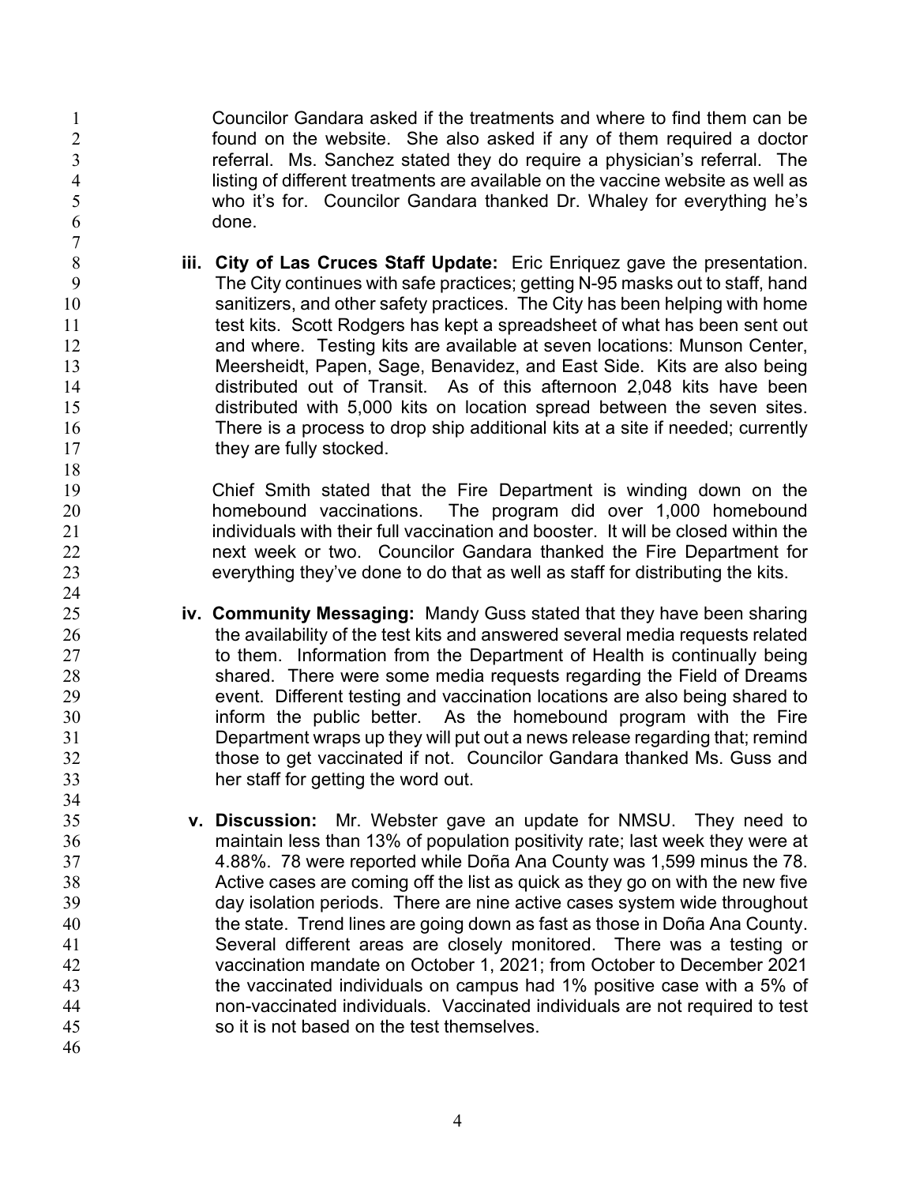Councilor Gandara asked if the treatments and where to find them can be found on the website. She also asked if any of them required a doctor referral. Ms. Sanchez stated they do require a physician's referral. The listing of different treatments are available on the vaccine website as well as who it's for. Councilor Gandara thanked Dr. Whaley for everything he's done.

**iii. City of Las Cruces Staff Update:** Eric Enriquez gave the presentation. The City continues with safe practices; getting N-95 masks out to staff, hand sanitizers, and other safety practices. The City has been helping with home test kits. Scott Rodgers has kept a spreadsheet of what has been sent out and where. Testing kits are available at seven locations: Munson Center, Meersheidt, Papen, Sage, Benavidez, and East Side. Kits are also being distributed out of Transit. As of this afternoon 2,048 kits have been distributed with 5,000 kits on location spread between the seven sites. There is a process to drop ship additional kits at a site if needed; currently they are fully stocked.

Chief Smith stated that the Fire Department is winding down on the homebound vaccinations. The program did over 1,000 homebound individuals with their full vaccination and booster. It will be closed within the next week or two. Councilor Gandara thanked the Fire Department for everything they've done to do that as well as staff for distributing the kits.

**iv. Community Messaging:** Mandy Guss stated that they have been sharing the availability of the test kits and answered several media requests related to them. Information from the Department of Health is continually being shared. There were some media requests regarding the Field of Dreams event. Different testing and vaccination locations are also being shared to inform the public better. As the homebound program with the Fire Department wraps up they will put out a news release regarding that; remind those to get vaccinated if not. Councilor Gandara thanked Ms. Guss and her staff for getting the word out.

**v. Discussion:** Mr. Webster gave an update for NMSU. They need to maintain less than 13% of population positivity rate; last week they were at 4.88%. 78 were reported while Doña Ana County was 1,599 minus the 78. Active cases are coming off the list as quick as they go on with the new five day isolation periods. There are nine active cases system wide throughout the state. Trend lines are going down as fast as those in Doña Ana County. Several different areas are closely monitored. There was a testing or vaccination mandate on October 1, 2021; from October to December 2021 the vaccinated individuals on campus had 1% positive case with a 5% of non-vaccinated individuals. Vaccinated individuals are not required to test so it is not based on the test themselves.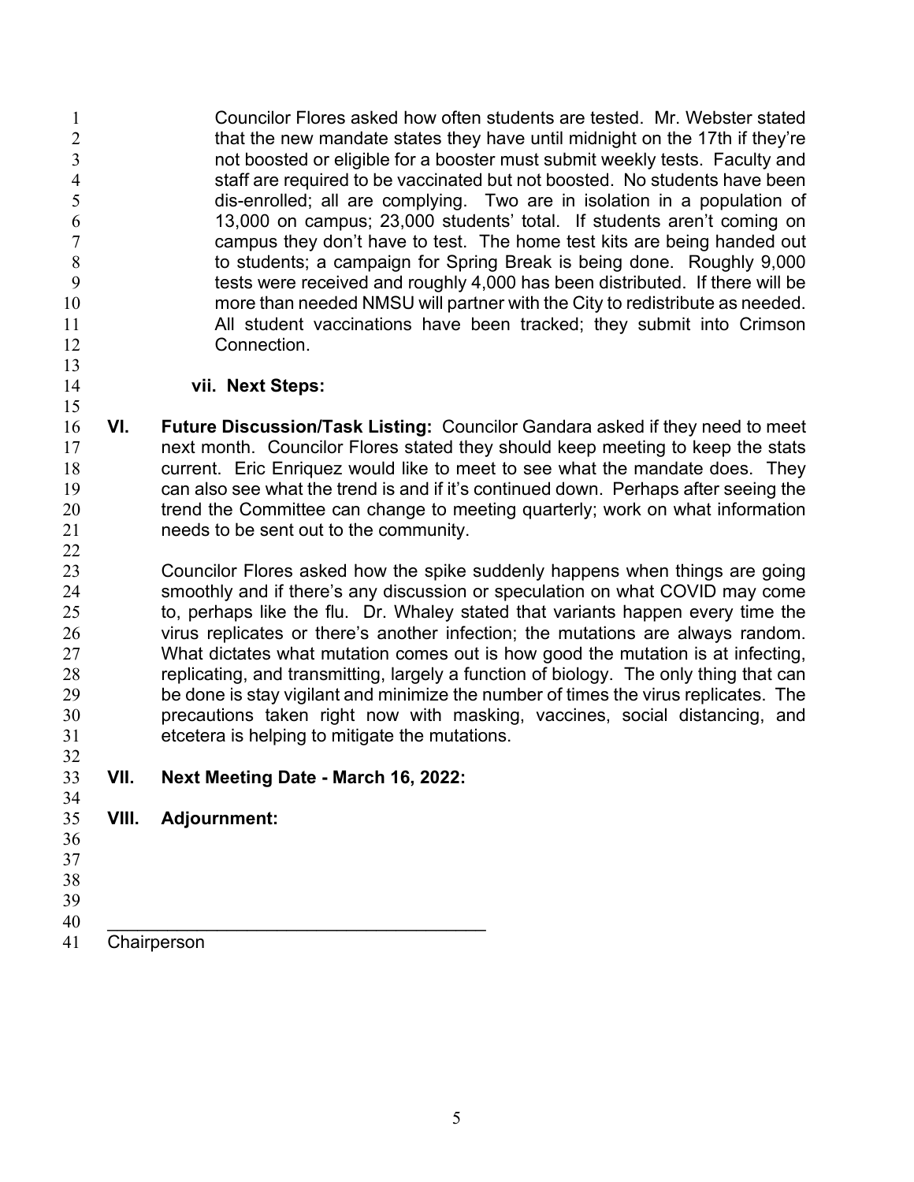Councilor Flores asked how often students are tested. Mr. Webster stated that the new mandate states they have until midnight on the 17th if they're not boosted or eligible for a booster must submit weekly tests. Faculty and staff are required to be vaccinated but not boosted. No students have been dis-enrolled; all are complying. Two are in isolation in a population of 13,000 on campus; 23,000 students' total. If students aren't coming on campus they don't have to test. The home test kits are being handed out to students; a campaign for Spring Break is being done. Roughly 9,000 tests were received and roughly 4,000 has been distributed. If there will be more than needed NMSU will partner with the City to redistribute as needed. All student vaccinations have been tracked; they submit into Crimson Connection.

**vii. Next Steps:**

**VI. Future Discussion/Task Listing:** Councilor Gandara asked if they need to meet next month. Councilor Flores stated they should keep meeting to keep the stats current. Eric Enriquez would like to meet to see what the mandate does. They can also see what the trend is and if it's continued down. Perhaps after seeing the trend the Committee can change to meeting quarterly; work on what information needs to be sent out to the community.

Councilor Flores asked how the spike suddenly happens when things are going smoothly and if there's any discussion or speculation on what COVID may come to, perhaps like the flu. Dr. Whaley stated that variants happen every time the virus replicates or there's another infection; the mutations are always random. What dictates what mutation comes out is how good the mutation is at infecting, replicating, and transmitting, largely a function of biology. The only thing that can be done is stay vigilant and minimize the number of times the virus replicates. The precautions taken right now with masking, vaccines, social distancing, and etcetera is helping to mitigate the mutations.

**VII. Next Meeting Date - March 16, 2022:**

**VIII. Adjournment:**

\_\_\_\_\_\_\_\_\_\_\_\_\_\_\_\_\_\_\_\_\_\_\_\_\_\_\_\_\_\_\_\_\_\_\_\_\_\_\_\_

Chairperson